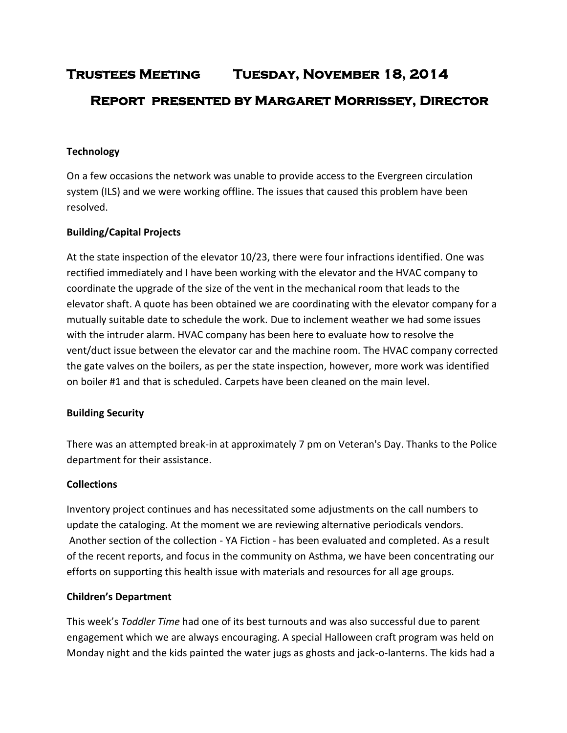# Trustees Meeting Tuesday, November 18, 2014

## Report presented by Margaret Morrissey, Director

**Technology**

On a few occasions the network was unable to provide access to the Evergreen circulation system (ILS) and we were working offline. The issues that caused this problem have been resolved.

**Building/Capital Projects**

At the state inspection of the elevator 10/23, there were four infractions identified. One was rectified immediately and I have been working with the elevator and the HVAC company to coordinate the upgrade of the size of the vent in the mechanical room that leads to the elevator shaft. A quote has been obtained we are coordinating with the elevator company for a mutually suitable date to schedule the work. Due to inclement weather we had some issues with the intruder alarm. HVAC company has been here to evaluate how to resolve the vent/duct issue between the elevator car and the machine room. The HVAC company corrected the gate valves on the boilers, as per the state inspection, however, more work was identified on boiler #1 and that is scheduled. Carpets have been cleaned on the main level.

**Building Security**

There was an attempted break-in at approximately 7 pm on Veteran's Day. Thanks to the Police department for their assistance.

**Collections**

Inventory project continues and has necessitated some adjustments on the call numbers to update the cataloging. At the moment we are reviewing alternative periodicals vendors. Another section of the collection - YA Fiction - has been evaluated and completed. As a result of the recent reports, and focus in the community on Asthma, we have been concentrating our efforts on supporting this health issue with materials and resources for all age groups.

**Children's Department**

This week's *Toddler Time* had one of its best turnouts and was also successful due to parent engagement which we are always encouraging. A special Halloween craft program was held on Monday night and the kids painted the water jugs as ghosts and jack-o-lanterns. The kids had a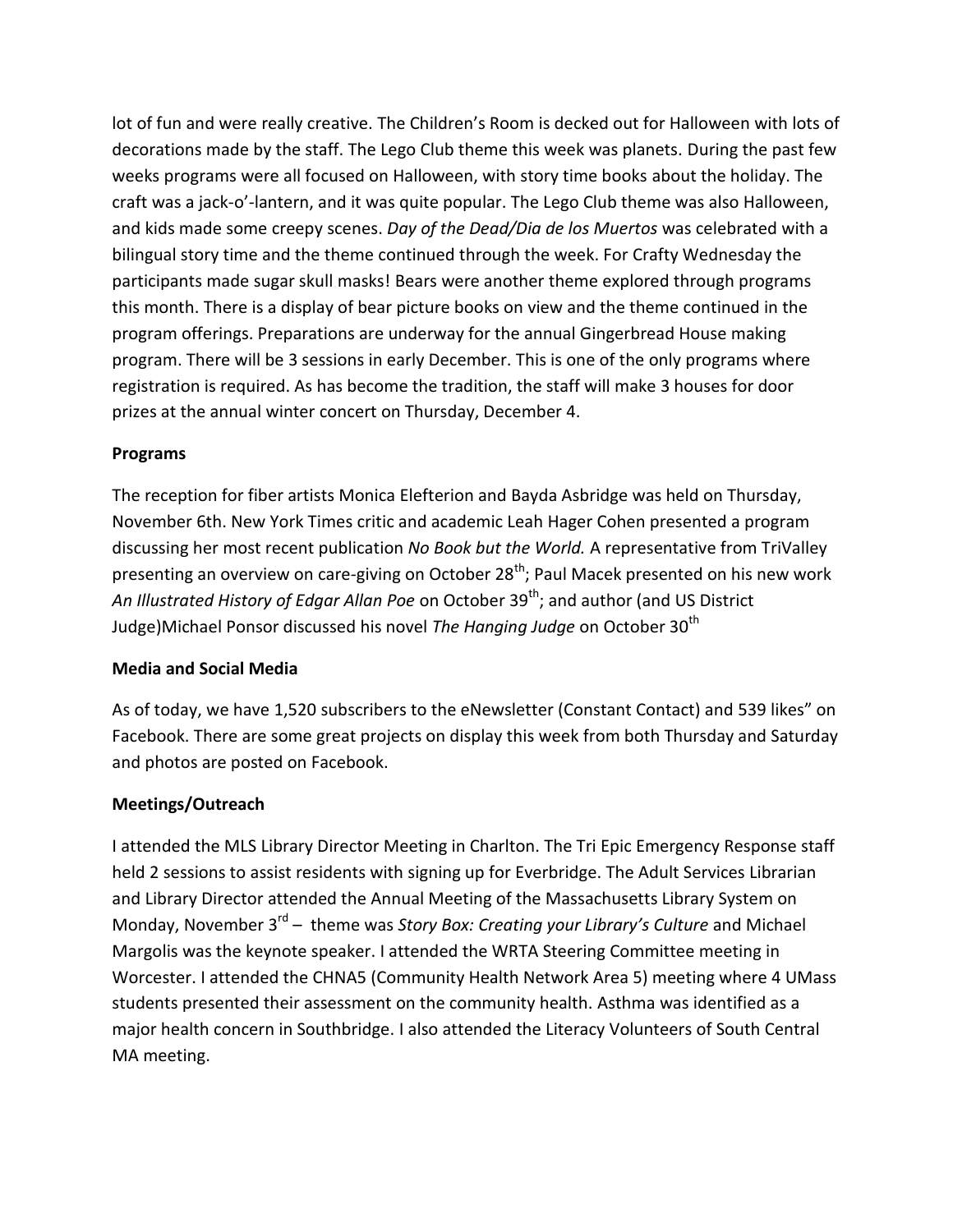lot of fun and were really creative. The Children's Room is decked out for Halloween with lots of decorations made by the staff. The Lego Club theme this week was planets. During the past few weeks programs were all focused on Halloween, with story time books about the holiday. The craft was a jack-o'-lantern, and it was quite popular. The Lego Club theme was also Halloween, and kids made some creepy scenes. *Day of the Dead/Dia de los Muertos* was celebrated with a bilingual story time and the theme continued through the week. For Crafty Wednesday the participants made sugar skull masks! Bears were another theme explored through programs this month. There is a display of bear picture books on view and the theme continued in the program offerings. Preparations are underway for the annual Gingerbread House making program. There will be 3 sessions in early December. This is one of the only programs where registration is required. As has become the tradition, the staff will make 3 houses for door prizes at the annual winter concert on Thursday, December 4.

**Programs**

The reception for fiber artists Monica Elefterion and Bayda Asbridge was held on Thursday, November 6th. New York Times critic and academic Leah Hager Cohen presented a program discussing her most recent publication *No Book but the World.* A representative from TriValley presenting an overview on care-giving on October 28th; Paul Macek presented on his new work *An Illustrated History of Edgar Allan Poe* on October 39th; and author (and US District Judge)Michael Ponsor discussed his novel *The Hanging Judge* on October 30th

**Media and Social Media**

As of today, we have 1,520 subscribers to the eNewsletter (Constant Contact) and 539 likes" on Facebook. There are some great projects on display this week from both Thursday and Saturday and photos are posted on Facebook.

**Meetings/Outreach**

I attended the MLS Library Director Meeting in Charlton. The Tri Epic Emergency Response staff held 2 sessions to assist residents with signing up for Everbridge. The Adult Services Librarian and Library Director attended the Annual Meeting of the Massachusetts Library System on Monday, November 3rd – theme was *Story Box: Creating your Library's Culture* and Michael Margolis was the keynote speaker. I attended the WRTA Steering Committee meeting in Worcester. I attended the CHNA5 (Community Health Network Area 5) meeting where 4 UMass students presented their assessment on the community health. Asthma was identified as a major health concern in Southbridge. I also attended the Literacy Volunteers of South Central MA meeting.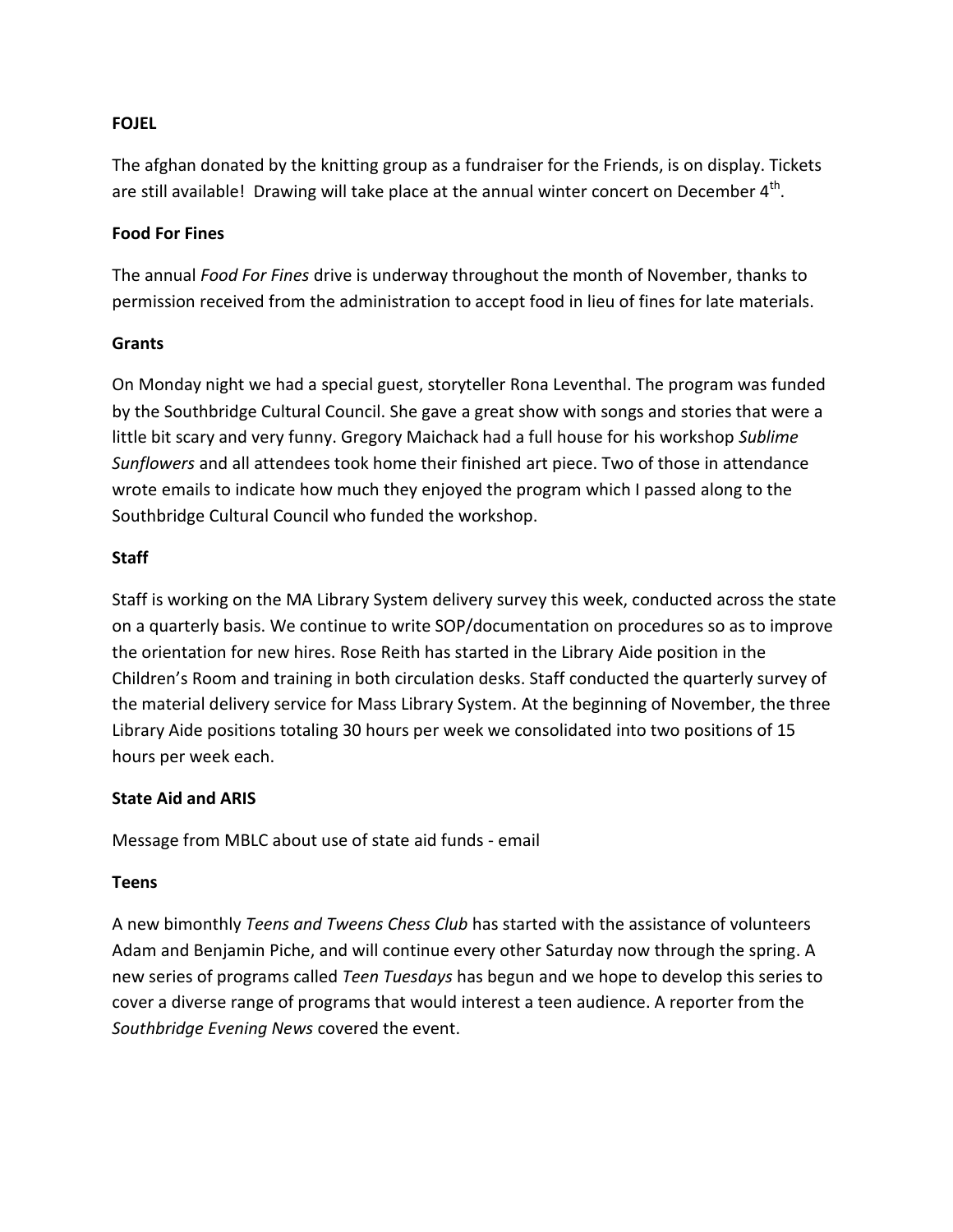**FOJEL**

The afghan donated by the knitting group as a fundraiser for the Friends, is on display. Tickets are still available! Drawing will take place at the annual winter concert on December 4th.

**Food For Fines**

The annual *Food For Fines* drive is underway throughout the month of November, thanks to permission received from the administration to accept food in lieu of fines for late materials.

**Grants**

On Monday night we had a special guest, storyteller Rona Leventhal. The program was funded by the Southbridge Cultural Council. She gave a great show with songs and stories that were a little bit scary and very funny. Gregory Maichack had a full house for his workshop *Sublime Sunflowers* and all attendees took home their finished art piece. Two of those in attendance wrote emails to indicate how much they enjoyed the program which I passed along to the Southbridge Cultural Council who funded the workshop.

**Staff**

Staff is working on the MA Library System delivery survey this week, conducted across the state on a quarterly basis. We continue to write SOP/documentation on procedures so as to improve the orientation for new hires. Rose Reith has started in the Library Aide position in the Children's Room and training in both circulation desks. Staff conducted the quarterly survey of the material delivery service for Mass Library System. At the beginning of November, the three Library Aide positions totaling 30 hours per week we consolidated into two positions of 15 hours per week each.

**State Aid and ARIS**

Message from MBLC about use of state aid funds - email

**Teens**

A new bimonthly *Teens and Tweens Chess Club* has started with the assistance of volunteers Adam and Benjamin Piche, and will continue every other Saturday now through the spring. A new series of programs called *Teen Tuesdays* has begun and we hope to develop this series to cover a diverse range of programs that would interest a teen audience. A reporter from the *Southbridge Evening News* covered the event.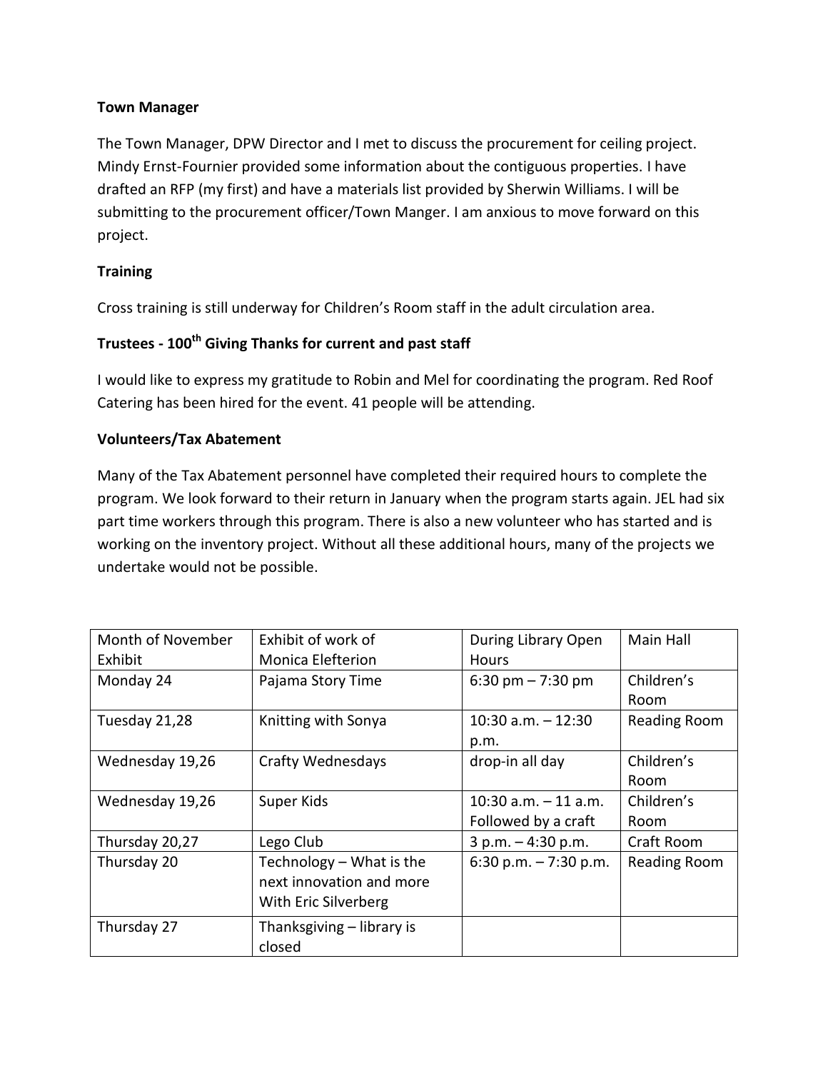**Town Manager**

The Town Manager, DPW Director and I met to discuss the procurement for ceiling project. Mindy Ernst-Fournier provided some information about the contiguous properties. I have drafted an RFP (my first) and have a materials list provided by Sherwin Williams. I will be submitting to the procurement officer/Town Manger. I am anxious to move forward on this project.

**Training**

Cross training is still underway for Children's Room staff in the adult circulation area.

**Trustees - 100th Giving Thanks for current and past staff**

I would like to express my gratitude to Robin and Mel for coordinating the program. Red Roof Catering has been hired for the event. 41 people will be attending.

**Volunteers/Tax Abatement**

Many of the Tax Abatement personnel have completed their required hours to complete the program. We look forward to their return in January when the program starts again. JEL had six part time workers through this program. There is also a new volunteer who has started and is working on the inventory project. Without all these additional hours, many of the projects we undertake would not be possible.

| Month of November Exhibit | Exhibit of work of Monica Elefterion | During Library Open Hours | Main Hall |
|---|---|---|---|
| Monday 24 | Pajama Story Time | 6:30 pm – 7:30 pm | Children's Room |
| Tuesday 21,28 | Knitting with Sonya | 10:30 a.m. – 12:30 p.m. | Reading Room |
| Wednesday 19,26 | Crafty Wednesdays | drop-in all day | Children's Room |
| Wednesday 19,26 | Super Kids | 10:30 a.m. – 11 a.m. Followed by a craft | Children's Room |
| Thursday 20,27 | Lego Club | 3 p.m. – 4:30 p.m. | Craft Room |
| Thursday 20 | Technology – What is the next innovation and more With Eric Silverberg | 6:30 p.m. – 7:30 p.m. | Reading Room |
| Thursday 27 | Thanksgiving – library is closed | | |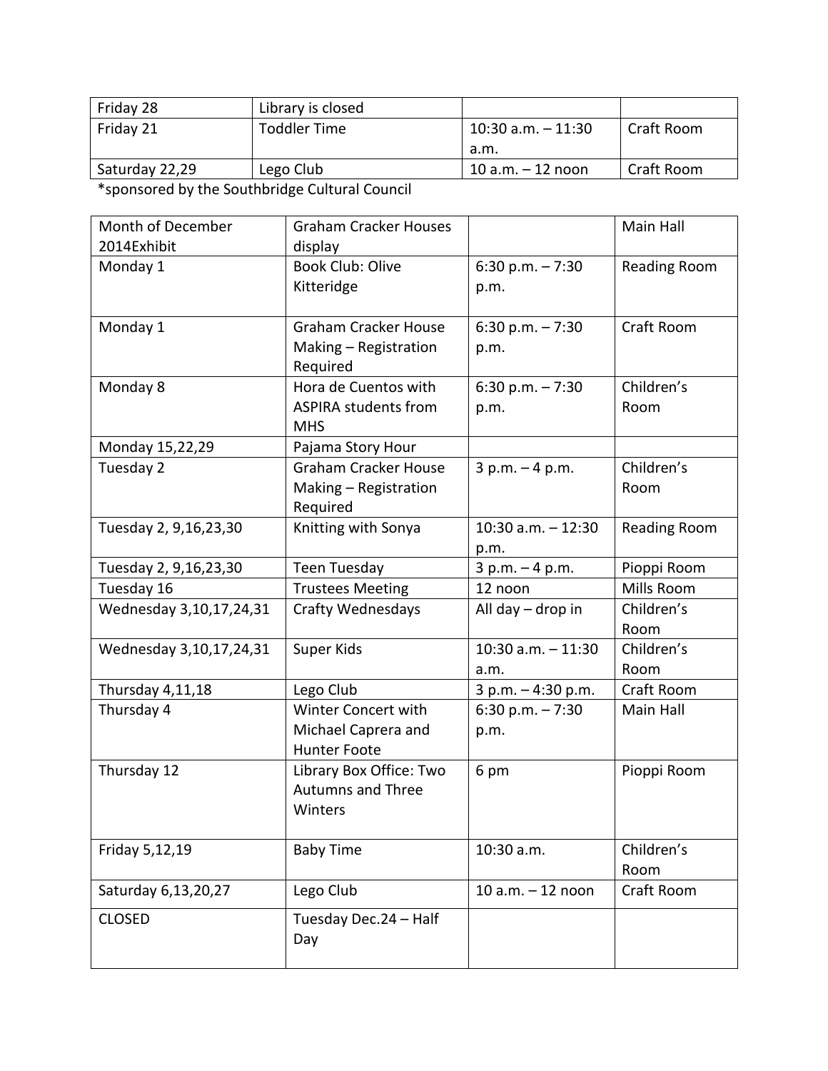| Friday 28 | Library is closed | | |
|---|---|---|---|
| Friday 21 | Toddler Time | 10:30 a.m. – 11:30 a.m. | Craft Room |
| Saturday 22,29 | Lego Club | 10 a.m. – 12 noon | Craft Room |

*sponsored by the Southbridge Cultural Council

| Month of December 2014Exhibit | Graham Cracker Houses display | | Main Hall |
|---|---|---|---|
| Monday 1 | Book Club: Olive Kitteridge | 6:30 p.m. – 7:30 p.m. | Reading Room |
| Monday 1 | Graham Cracker House Making – Registration Required | 6:30 p.m. – 7:30 p.m. | Craft Room |
| Monday 8 | Hora de Cuentos with ASPIRA students from MHS | 6:30 p.m. – 7:30 p.m. | Children's Room |
| Monday 15,22,29 | Pajama Story Hour | | |
| Tuesday 2 | Graham Cracker House Making – Registration Required | 3 p.m. – 4 p.m. | Children's Room |
| Tuesday 2, 9,16,23,30 | Knitting with Sonya | 10:30 a.m. – 12:30 p.m. | Reading Room |
| Tuesday 2, 9,16,23,30 | Teen Tuesday | 3 p.m. – 4 p.m. | Pioppi Room |
| Tuesday 16 | Trustees Meeting | 12 noon | Mills Room |
| Wednesday 3,10,17,24,31 | Crafty Wednesdays | All day – drop in | Children's Room |
| Wednesday 3,10,17,24,31 | Super Kids | 10:30 a.m. – 11:30 a.m. | Children's Room |
| Thursday 4,11,18 | Lego Club | 3 p.m. – 4:30 p.m. | Craft Room |
| Thursday 4 | Winter Concert with Michael Caprera and Hunter Foote | 6:30 p.m. – 7:30 p.m. | Main Hall |
| Thursday 12 | Library Box Office: Two Autumns and Three Winters | 6 pm | Pioppi Room |
| Friday 5,12,19 | Baby Time | 10:30 a.m. | Children's Room |
| Saturday 6,13,20,27 | Lego Club | 10 a.m. – 12 noon | Craft Room |
| CLOSED | Tuesday Dec.24 – Half Day | | |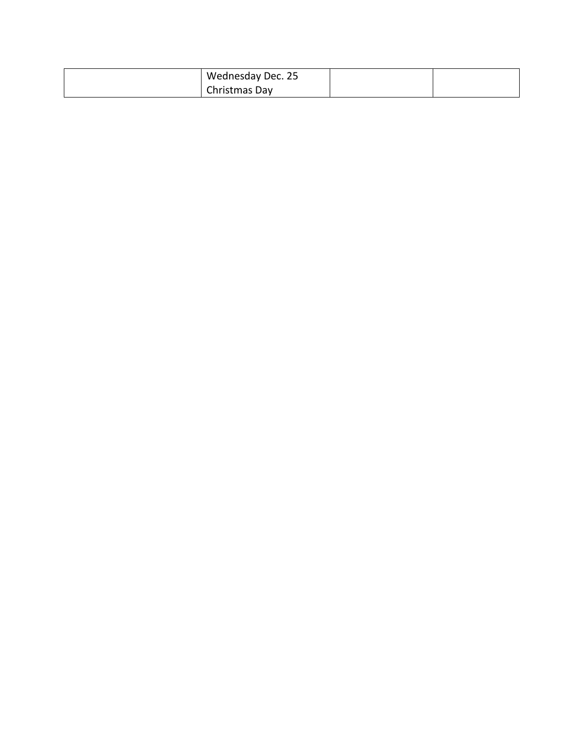| | | | |
|---|---|---|---|
| | Wednesday Dec. 25<br>Christmas Day | | |